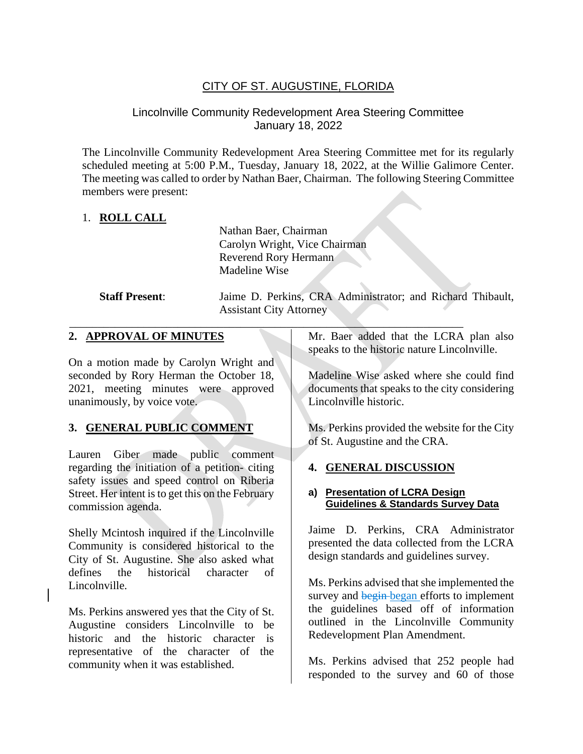CITY OF ST. AUGUSTINE, FLORIDA

Lincolnville Community Redevelopment Area Steering Committee
January 18, 2022

The Lincolnville Community Redevelopment Area Steering Committee met for its regularly scheduled meeting at 5:00 P.M., Tuesday, January 18, 2022, at the Willie Galimore Center. The meeting was called to order by Nathan Baer, Chairman. The following Steering Committee members were present:

## 1. ROLL CALL

Nathan Baer, Chairman
Carolyn Wright, Vice Chairman
Reverend Rory Hermann
Madeline Wise

**Staff Present**: Jaime D. Perkins, CRA Administrator; and Richard Thibault, Assistant City Attorney

## 2. APPROVAL OF MINUTES

On a motion made by Carolyn Wright and seconded by Rory Herman the October 18, 2021, meeting minutes were approved unanimously, by voice vote.

## 3. GENERAL PUBLIC COMMENT

Lauren Giber made public comment regarding the initiation of a petition- citing safety issues and speed control on Riberia Street. Her intent is to get this on the February commission agenda.

Shelly Mcintosh inquired if the Lincolnville Community is considered historical to the City of St. Augustine. She also asked what defines the historical character of Lincolnville.

Ms. Perkins answered yes that the City of St. Augustine considers Lincolnville to be historic and the historic character is representative of the character of the community when it was established.

Mr. Baer added that the LCRA plan also speaks to the historic nature Lincolnville.

Madeline Wise asked where she could find documents that speaks to the city considering Lincolnville historic.

Ms. Perkins provided the website for the City of St. Augustine and the CRA.

## 4. GENERAL DISCUSSION

### a) Presentation of LCRA Design Guidelines & Standards Survey Data

Jaime D. Perkins, CRA Administrator presented the data collected from the LCRA design standards and guidelines survey.

Ms. Perkins advised that she implemented the survey and ~~begin~~ began efforts to implement the guidelines based off of information outlined in the Lincolnville Community Redevelopment Plan Amendment.

Ms. Perkins advised that 252 people had responded to the survey and 60 of those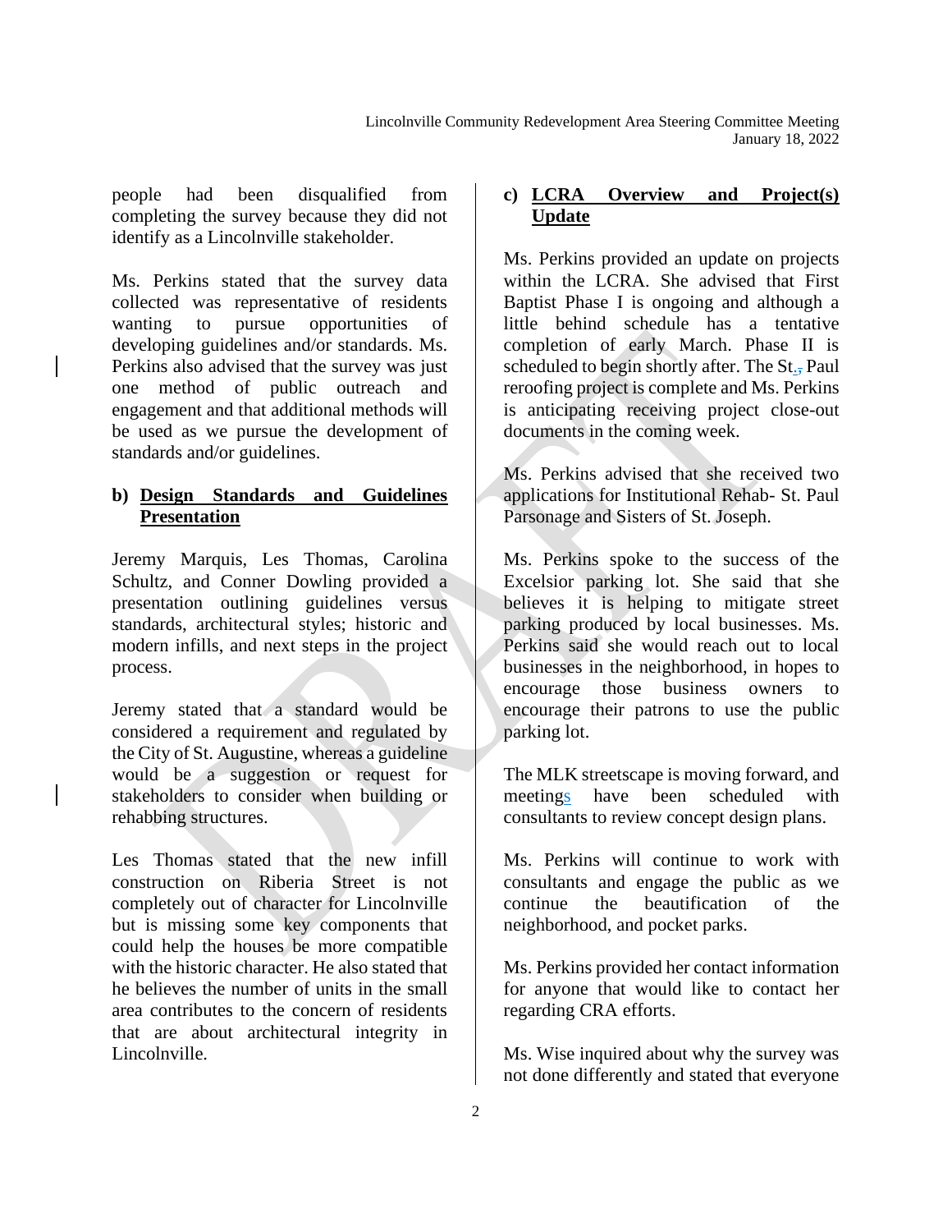people had been disqualified from completing the survey because they did not identify as a Lincolnville stakeholder.

Ms. Perkins stated that the survey data collected was representative of residents wanting to pursue opportunities of developing guidelines and/or standards. Ms. Perkins also advised that the survey was just one method of public outreach and engagement and that additional methods will be used as we pursue the development of standards and/or guidelines.

**b) Design Standards and Guidelines Presentation**

Jeremy Marquis, Les Thomas, Carolina Schultz, and Conner Dowling provided a presentation outlining guidelines versus standards, architectural styles; historic and modern infills, and next steps in the project process.

Jeremy stated that a standard would be considered a requirement and regulated by the City of St. Augustine, whereas a guideline would be a suggestion or request for stakeholders to consider when building or rehabbing structures.

Les Thomas stated that the new infill construction on Riberia Street is not completely out of character for Lincolnville but is missing some key components that could help the houses be more compatible with the historic character. He also stated that he believes the number of units in the small area contributes to the concern of residents that are about architectural integrity in Lincolnville.

**c) LCRA Overview and Project(s) Update**

Ms. Perkins provided an update on projects within the LCRA. She advised that First Baptist Phase I is ongoing and although a little behind schedule has a tentative completion of early March. Phase II is scheduled to begin shortly after. The St. Paul reroofing project is complete and Ms. Perkins is anticipating receiving project close-out documents in the coming week.

Ms. Perkins advised that she received two applications for Institutional Rehab- St. Paul Parsonage and Sisters of St. Joseph.

Ms. Perkins spoke to the success of the Excelsior parking lot. She said that she believes it is helping to mitigate street parking produced by local businesses. Ms. Perkins said she would reach out to local businesses in the neighborhood, in hopes to encourage those business owners to encourage their patrons to use the public parking lot.

The MLK streetscape is moving forward, and meetings have been scheduled with consultants to review concept design plans.

Ms. Perkins will continue to work with consultants and engage the public as we continue the beautification of the neighborhood, and pocket parks.

Ms. Perkins provided her contact information for anyone that would like to contact her regarding CRA efforts.

Ms. Wise inquired about why the survey was not done differently and stated that everyone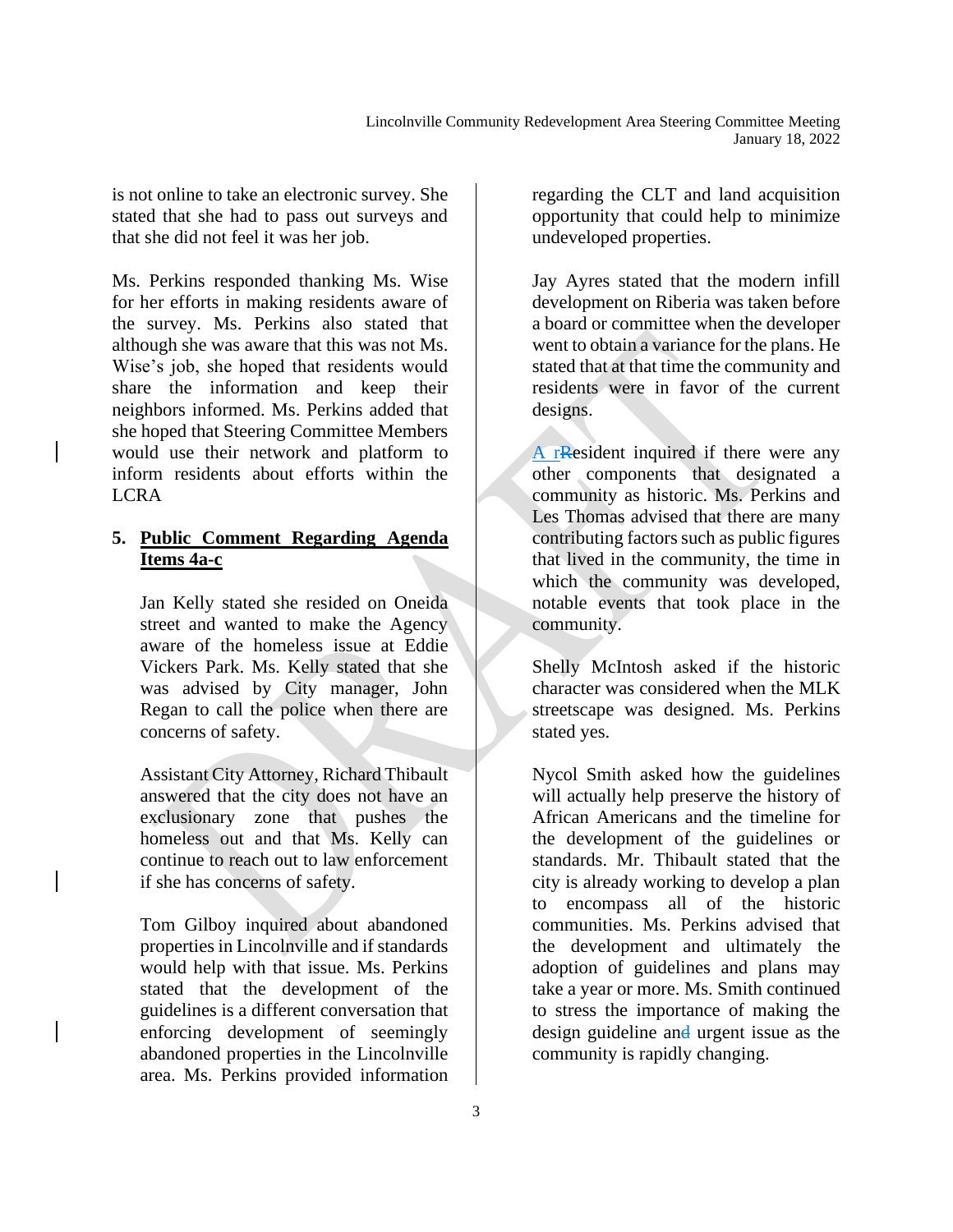is not online to take an electronic survey. She stated that she had to pass out surveys and that she did not feel it was her job.

Ms. Perkins responded thanking Ms. Wise for her efforts in making residents aware of the survey. Ms. Perkins also stated that although she was aware that this was not Ms. Wise's job, she hoped that residents would share the information and keep their neighbors informed. Ms. Perkins added that she hoped that Steering Committee Members would use their network and platform to inform residents about efforts within the LCRA

**5. Public Comment Regarding Agenda Items 4a-c**

Jan Kelly stated she resided on Oneida street and wanted to make the Agency aware of the homeless issue at Eddie Vickers Park. Ms. Kelly stated that she was advised by City manager, John Regan to call the police when there are concerns of safety.

Assistant City Attorney, Richard Thibault answered that the city does not have an exclusionary zone that pushes the homeless out and that Ms. Kelly can continue to reach out to law enforcement if she has concerns of safety.

Tom Gilboy inquired about abandoned properties in Lincolnville and if standards would help with that issue. Ms. Perkins stated that the development of the guidelines is a different conversation that enforcing development of seemingly abandoned properties in the Lincolnville area. Ms. Perkins provided information regarding the CLT and land acquisition opportunity that could help to minimize undeveloped properties.

Jay Ayres stated that the modern infill development on Riberia was taken before a board or committee when the developer went to obtain a variance for the plans. He stated that at that time the community and residents were in favor of the current designs.

A resident inquired if there were any other components that designated a community as historic. Ms. Perkins and Les Thomas advised that there are many contributing factors such as public figures that lived in the community, the time in which the community was developed, notable events that took place in the community.

Shelly McIntosh asked if the historic character was considered when the MLK streetscape was designed. Ms. Perkins stated yes.

Nycol Smith asked how the guidelines will actually help preserve the history of African Americans and the timeline for the development of the guidelines or standards. Mr. Thibault stated that the city is already working to develop a plan to encompass all of the historic communities. Ms. Perkins advised that the development and ultimately the adoption of guidelines and plans may take a year or more. Ms. Smith continued to stress the importance of making the design guideline and urgent issue as the community is rapidly changing.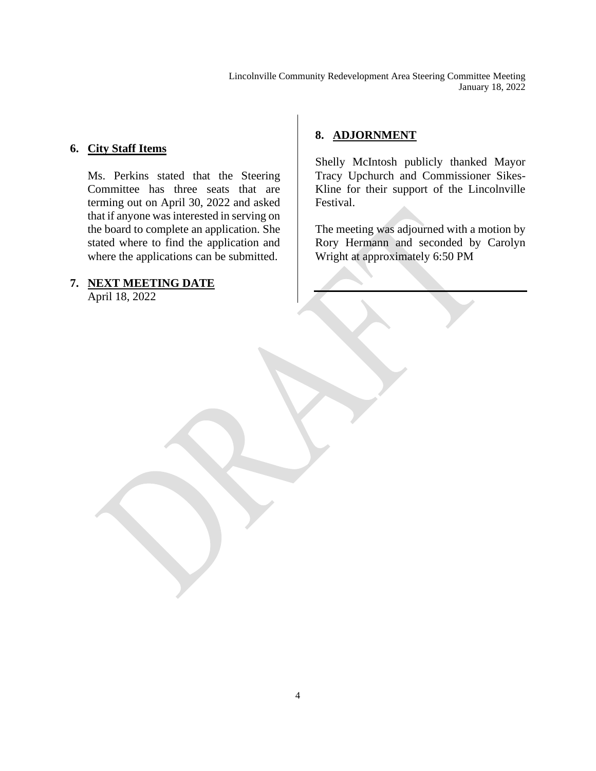## 6. City Staff Items

Ms. Perkins stated that the Steering Committee has three seats that are terming out on April 30, 2022 and asked that if anyone was interested in serving on the board to complete an application. She stated where to find the application and where the applications can be submitted.

## 7. NEXT MEETING DATE

April 18, 2022

## 8. ADJORNMENT

Shelly McIntosh publicly thanked Mayor Tracy Upchurch and Commissioner Sikes-Kline for their support of the Lincolnville Festival.

The meeting was adjourned with a motion by Rory Hermann and seconded by Carolyn Wright at approximately 6:50 PM

\_\_\_\_\_\_\_\_\_\_\_\_\_\_\_\_\_\_\_\_\_\_\_\_\_\_\_\_\_\_\_\_\_\_\_\_